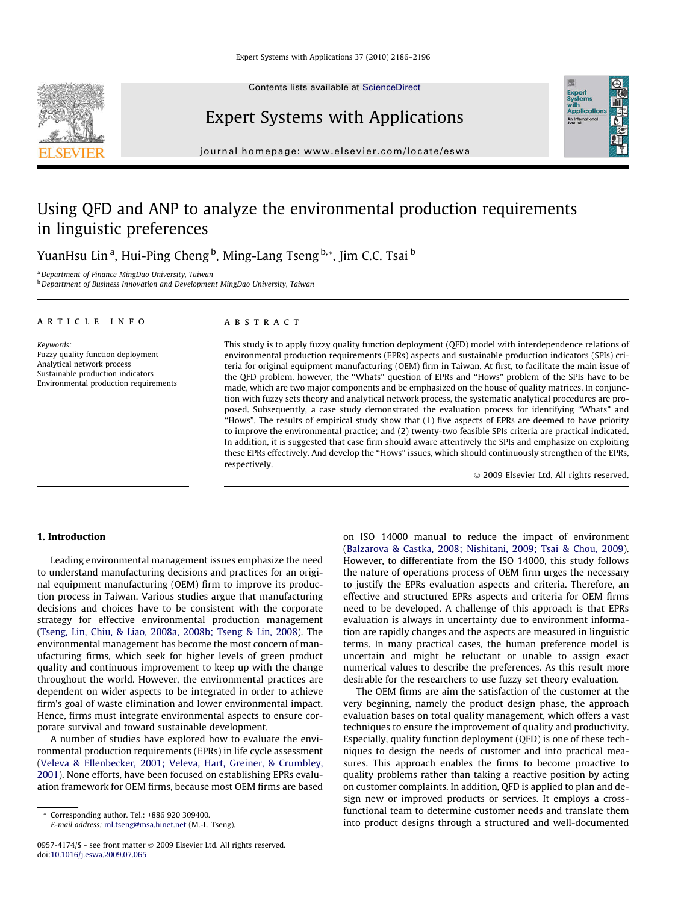# Using QFD and ANP to analyze the environmental production requirements in linguistic preferences

YuanHsu Lin [a], Hui-Ping Cheng [b], Ming-Lang Tseng [b,*], Jim C.C. Tsai [b]

[a] Department of Finance MingDao University, Taiwan
[b] Department of Business Innovation and Development MingDao University, Taiwan

## ARTICLE INFO

*Keywords:*
Fuzzy quality function deployment
Analytical network process
Sustainable production indicators
Environmental production requirements

## ABSTRACT

This study is to apply fuzzy quality function deployment (QFD) model with interdependence relations of environmental production requirements (EPRs) aspects and sustainable production indicators (SPIs) criteria for original equipment manufacturing (OEM) firm in Taiwan. At first, to facilitate the main issue of the QFD problem, however, the "Whats" question of EPRs and "Hows" problem of the SPIs have to be made, which are two major components and be emphasized on the house of quality matrices. In conjunction with fuzzy sets theory and analytical network process, the systematic analytical procedures are proposed. Subsequently, a case study demonstrated the evaluation process for identifying "Whats" and "Hows". The results of empirical study show that (1) five aspects of EPRs are deemed to have priority to improve the environmental practice; and (2) twenty-two feasible SPIs criteria are practical indicated. In addition, it is suggested that case firm should aware attentively the SPIs and emphasize on exploiting these EPRs effectively. And develop the "Hows" issues, which should continuously strengthen of the EPRs, respectively.

© 2009 Elsevier Ltd. All rights reserved.

## 1. Introduction

Leading environmental management issues emphasize the need to understand manufacturing decisions and practices for an original equipment manufacturing (OEM) firm to improve its production process in Taiwan. Various studies argue that manufacturing decisions and choices have to be consistent with the corporate strategy for effective environmental production management (Tseng, Lin, Chiu, & Liao, 2008a, 2008b; Tseng & Lin, 2008). The environmental management has become the most concern of manufacturing firms, which seek for higher levels of green product quality and continuous improvement to keep up with the change throughout the world. However, the environmental practices are dependent on wider aspects to be integrated in order to achieve firm's goal of waste elimination and lower environmental impact. Hence, firms must integrate environmental aspects to ensure corporate survival and toward sustainable development.

A number of studies have explored how to evaluate the environmental production requirements (EPRs) in life cycle assessment (Veleva & Ellenbecker, 2001; Veleva, Hart, Greiner, & Crumbley, 2001). None efforts, have been focused on establishing EPRs evaluation framework for OEM firms, because most OEM firms are based on ISO 14000 manual to reduce the impact of environment (Balzarova & Castka, 2008; Nishitani, 2009; Tsai & Chou, 2009). However, to differentiate from the ISO 14000, this study follows the nature of operations process of OEM firm urges the necessary to justify the EPRs evaluation aspects and criteria. Therefore, an effective and structured EPRs aspects and criteria for OEM firms need to be developed. A challenge of this approach is that EPRs evaluation is always in uncertainty due to environment information are rapidly changes and the aspects are measured in linguistic terms. In many practical cases, the human preference model is uncertain and might be reluctant or unable to assign exact numerical values to describe the preferences. As this result more desirable for the researchers to use fuzzy set theory evaluation.

The OEM firms are aim the satisfaction of the customer at the very beginning, namely the product design phase, the approach evaluation bases on total quality management, which offers a vast techniques to ensure the improvement of quality and productivity. Especially, quality function deployment (QFD) is one of these techniques to design the needs of customer and into practical measures. This approach enables the firms to become proactive to quality problems rather than taking a reactive position by acting on customer complaints. In addition, QFD is applied to plan and design new or improved products or services. It employs a cross-functional team to determine customer needs and translate them into product designs through a structured and well-documented

\* Corresponding author. Tel.: +886 920 309400.
E-mail address: ml.tseng@msa.hinet.net (M.-L. Tseng).

0957-4174/$ - see front matter © 2009 Elsevier Ltd. All rights reserved.
doi:10.1016/j.eswa.2009.07.065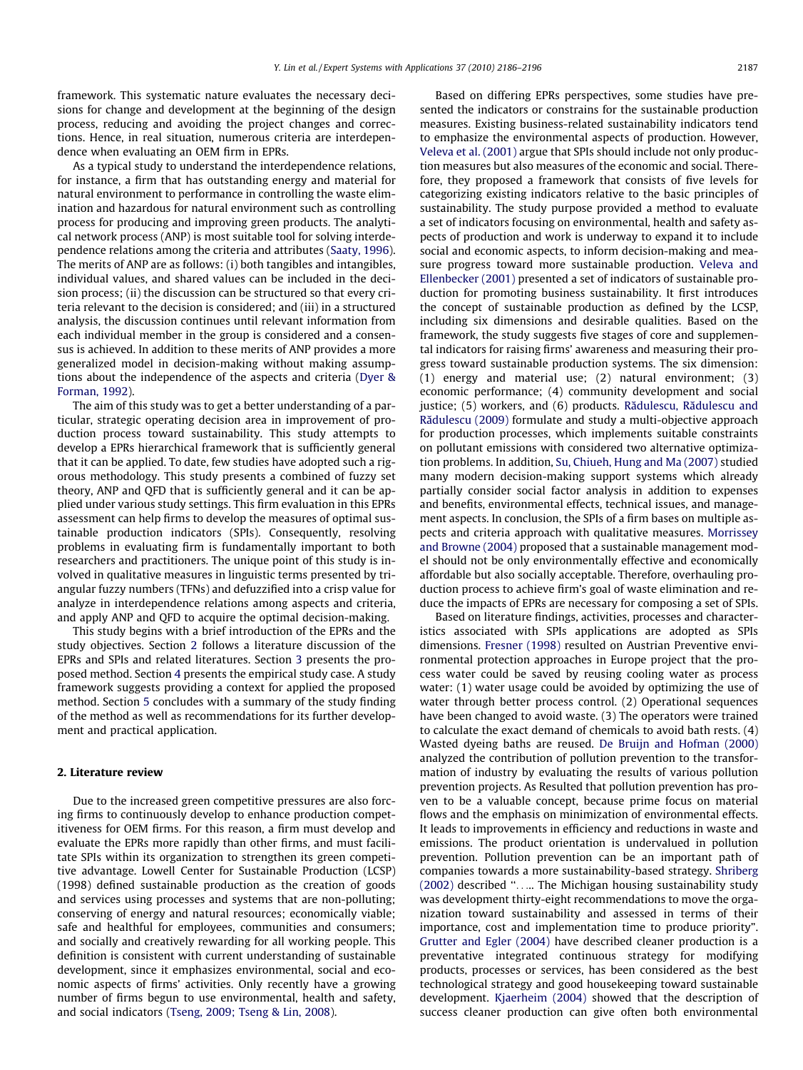framework. This systematic nature evaluates the necessary decisions for change and development at the beginning of the design process, reducing and avoiding the project changes and corrections. Hence, in real situation, numerous criteria are interdependence when evaluating an OEM firm in EPRs.

As a typical study to understand the interdependence relations, for instance, a firm that has outstanding energy and material for natural environment to performance in controlling the waste elimination and hazardous for natural environment such as controlling process for producing and improving green products. The analytical network process (ANP) is most suitable tool for solving interdependence relations among the criteria and attributes (Saaty, 1996). The merits of ANP are as follows: (i) both tangibles and intangibles, individual values, and shared values can be included in the decision process; (ii) the discussion can be structured so that every criteria relevant to the decision is considered; and (iii) in a structured analysis, the discussion continues until relevant information from each individual member in the group is considered and a consensus is achieved. In addition to these merits of ANP provides a more generalized model in decision-making without making assumptions about the independence of the aspects and criteria (Dyer & Forman, 1992).

The aim of this study was to get a better understanding of a particular, strategic operating decision area in improvement of production process toward sustainability. This study attempts to develop a EPRs hierarchical framework that is sufficiently general that it can be applied. To date, few studies have adopted such a rigorous methodology. This study presents a combined of fuzzy set theory, ANP and QFD that is sufficiently general and it can be applied under various study settings. This firm evaluation in this EPRs assessment can help firms to develop the measures of optimal sustainable production indicators (SPIs). Consequently, resolving problems in evaluating firm is fundamentally important to both researchers and practitioners. The unique point of this study is involved in qualitative measures in linguistic terms presented by triangular fuzzy numbers (TFNs) and defuzzified into a crisp value for analyze in interdependence relations among aspects and criteria, and apply ANP and QFD to acquire the optimal decision-making.

This study begins with a brief introduction of the EPRs and the study objectives. Section 2 follows a literature discussion of the EPRs and SPIs and related literatures. Section 3 presents the proposed method. Section 4 presents the empirical study case. A study framework suggests providing a context for applied the proposed method. Section 5 concludes with a summary of the study finding of the method as well as recommendations for its further development and practical application.

## 2. Literature review

Due to the increased green competitive pressures are also forcing firms to continuously develop to enhance production competitiveness for OEM firms. For this reason, a firm must develop and evaluate the EPRs more rapidly than other firms, and must facilitate SPIs within its organization to strengthen its green competitive advantage. Lowell Center for Sustainable Production (LCSP) (1998) defined sustainable production as the creation of goods and services using processes and systems that are non-polluting; conserving of energy and natural resources; economically viable; safe and healthful for employees, communities and consumers; and socially and creatively rewarding for all working people. This definition is consistent with current understanding of sustainable development, since it emphasizes environmental, social and economic aspects of firms' activities. Only recently have a growing number of firms begun to use environmental, health and safety, and social indicators (Tseng, 2009; Tseng & Lin, 2008).

Based on differing EPRs perspectives, some studies have presented the indicators or constrains for the sustainable production measures. Existing business-related sustainability indicators tend to emphasize the environmental aspects of production. However, Veleva et al. (2001) argue that SPIs should include not only production measures but also measures of the economic and social. Therefore, they proposed a framework that consists of five levels for categorizing existing indicators relative to the basic principles of sustainability. The study purpose provided a method to evaluate a set of indicators focusing on environmental, health and safety aspects of production and work is underway to expand it to include social and economic aspects, to inform decision-making and measure progress toward more sustainable production. Veleva and Ellenbecker (2001) presented a set of indicators of sustainable production for promoting business sustainability. It first introduces the concept of sustainable production as defined by the LCSP, including six dimensions and desirable qualities. Based on the framework, the study suggests five stages of core and supplemental indicators for raising firms' awareness and measuring their progress toward sustainable production systems. The six dimension: (1) energy and material use; (2) natural environment; (3) economic performance; (4) community development and social justice; (5) workers, and (6) products. Rădulescu, Rădulescu and Rădulescu (2009) formulate and study a multi-objective approach for production processes, which implements suitable constraints on pollutant emissions with considered two alternative optimization problems. In addition, Su, Chiueh, Hung and Ma (2007) studied many modern decision-making support systems which already partially consider social factor analysis in addition to expenses and benefits, environmental effects, technical issues, and management aspects. In conclusion, the SPIs of a firm bases on multiple aspects and criteria approach with qualitative measures. Morrissey and Browne (2004) proposed that a sustainable management model should not be only environmentally effective and economically affordable but also socially acceptable. Therefore, overhauling production process to achieve firm's goal of waste elimination and reduce the impacts of EPRs are necessary for composing a set of SPIs.

Based on literature findings, activities, processes and characteristics associated with SPIs applications are adopted as SPIs dimensions. Fresner (1998) resulted on Austrian Preventive environmental protection approaches in Europe project that the process water could be saved by reusing cooling water as process water: (1) water usage could be avoided by optimizing the use of water through better process control. (2) Operational sequences have been changed to avoid waste. (3) The operators were trained to calculate the exact demand of chemicals to avoid bath rests. (4) Wasted dyeing baths are reused. De Bruijn and Hofman (2000) analyzed the contribution of pollution prevention to the transformation of industry by evaluating the results of various pollution prevention projects. As Resulted that pollution prevention has proven to be a valuable concept, because prime focus on material flows and the emphasis on minimization of environmental effects. It leads to improvements in efficiency and reductions in waste and emissions. The product orientation is undervalued in pollution prevention. Pollution prevention can be an important path of companies towards a more sustainability-based strategy. Shriberg (2002) described "..... The Michigan housing sustainability study was development thirty-eight recommendations to move the organization toward sustainability and assessed in terms of their importance, cost and implementation time to produce priority". Grutter and Egler (2004) have described cleaner production is a preventative integrated continuous strategy for modifying products, processes or services, has been considered as the best technological strategy and good housekeeping toward sustainable development. Kjaerheim (2004) showed that the description of success cleaner production can give often both environmental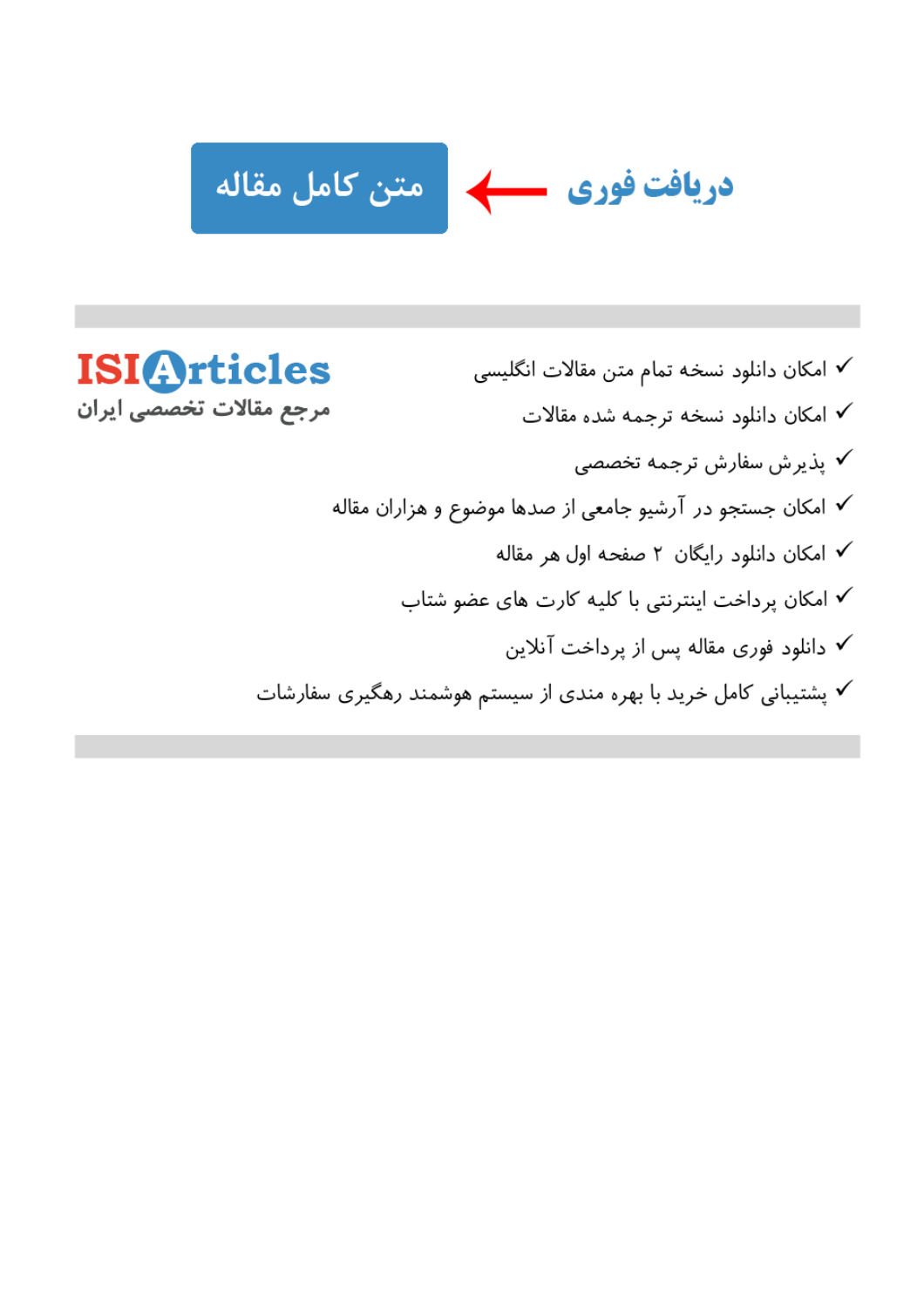دریافت فوری ← متن کامل مقاله

**ISIArticles**
مرجع مقالات تخصصی ایران

- ✓ امکان دانلود نسخه تمام متن مقالات انگلیسی
- ✓ امکان دانلود نسخه ترجمه شده مقالات
- ✓ پذیرش سفارش ترجمه تخصصی
- ✓ امکان جستجو در آرشیو جامعی از صدها موضوع و هزاران مقاله
- ✓ امکان دانلود رایگان ۲ صفحه اول هر مقاله
- ✓ امکان پرداخت اینترنتی با کلیه کارت های عضو شتاب
- ✓ دانلود فوری مقاله پس از پرداخت آنلاین
- ✓ پشتیبانی کامل خرید با بهره مندی از سیستم هوشمند رهگیری سفارشات